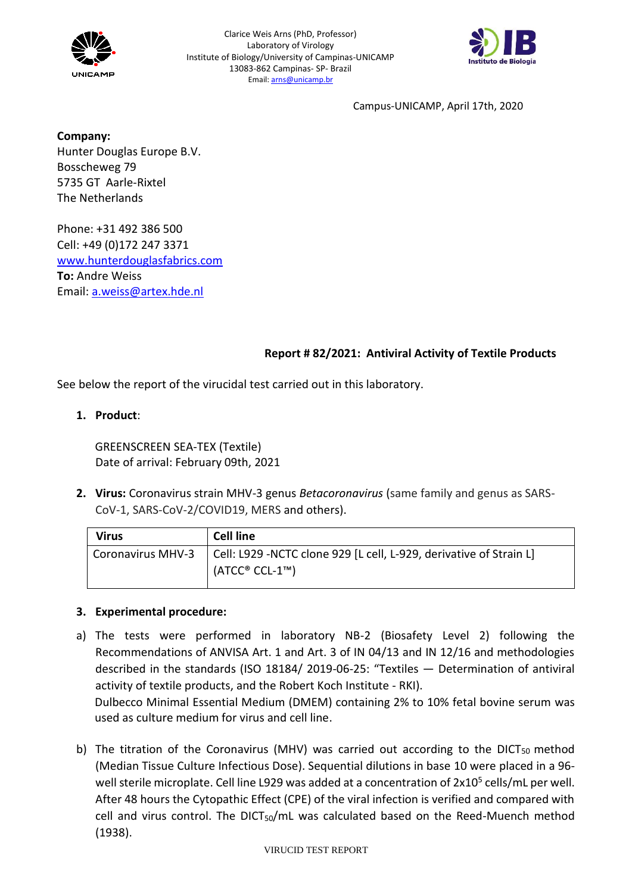Clarice Weis Arns (PhD, Professor)
Laboratory of Virology
Institute of Biology/University of Campinas-UNICAMP
13083-862 Campinas- SP- Brazil
Email: arns@unicamp.br

Campus-UNICAMP, April 17th, 2020

**Company:**
Hunter Douglas Europe B.V.
Bosscheweg 79
5735 GT Aarle-Rixtel
The Netherlands

Phone: +31 492 386 500
Cell: +49 (0)172 247 3371
www.hunterdouglasfabrics.com
**To:** Andre Weiss
Email: a.weiss@artex.hde.nl

**Report # 82/2021: Antiviral Activity of Textile Products**

See below the report of the virucidal test carried out in this laboratory.

1. **Product**:

   GREENSCREEN SEA-TEX (Textile)
   Date of arrival: February 09th, 2021

2. **Virus:** Coronavirus strain MHV-3 genus *Betacoronavirus* (same family and genus as SARS-CoV-1, SARS-CoV-2/COVID19, MERS and others).

| **Virus** | **Cell line** |
|---|---|
| Coronavirus MHV-3 | Cell: L929 -NCTC clone 929 [L cell, L-929, derivative of Strain L] (ATCC® CCL-1™) |

3. **Experimental procedure:**

a) The tests were performed in laboratory NB-2 (Biosafety Level 2) following the Recommendations of ANVISA Art. 1 and Art. 3 of IN 04/13 and IN 12/16 and methodologies described in the standards (ISO 18184/ 2019-06-25: "Textiles — Determination of antiviral activity of textile products, and the Robert Koch Institute - RKI).
Dulbecco Minimal Essential Medium (DMEM) containing 2% to 10% fetal bovine serum was used as culture medium for virus and cell line.

b) The titration of the Coronavirus (MHV) was carried out according to the $DICT_{50}$ method (Median Tissue Culture Infectious Dose). Sequential dilutions in base 10 were placed in a 96-well sterile microplate. Cell line L929 was added at a concentration of $2x10^5$ cells/mL per well. After 48 hours the Cytopathic Effect (CPE) of the viral infection is verified and compared with cell and virus control. The $DICT_{50}$/mL was calculated based on the Reed-Muench method (1938).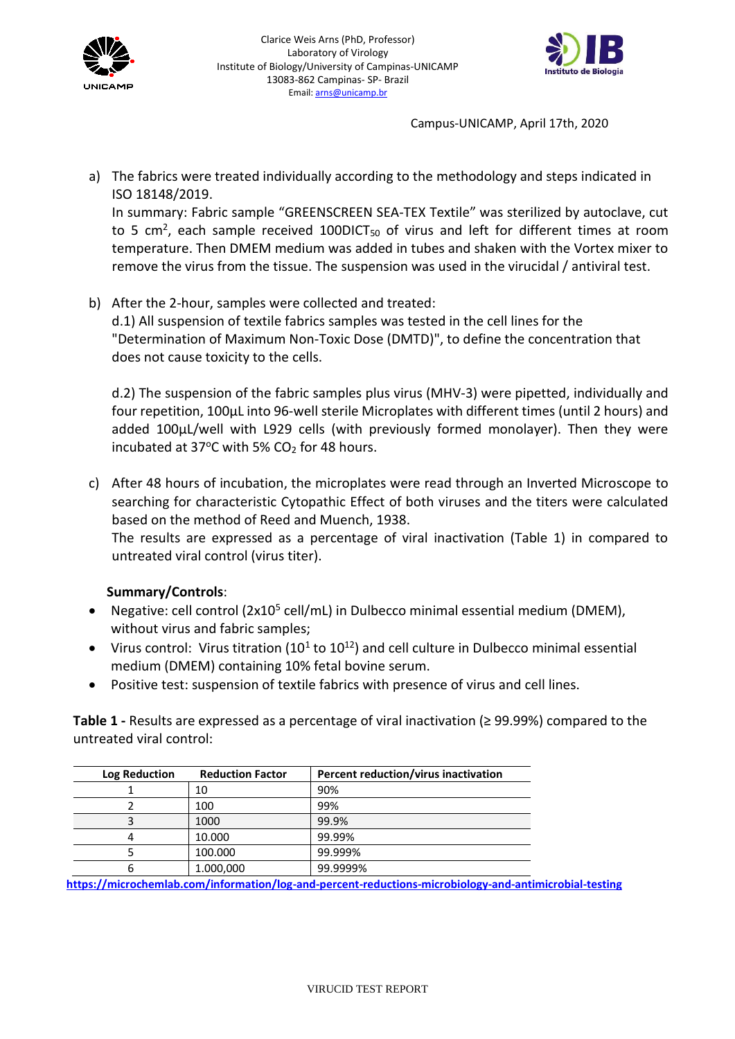Clarice Weis Arns (PhD, Professor)
Laboratory of Virology
Institute of Biology/University of Campinas-UNICAMP
13083-862 Campinas- SP- Brazil
Email: arns@unicamp.br

Campus-UNICAMP, April 17th, 2020

a) The fabrics were treated individually according to the methodology and steps indicated in ISO 18148/2019.
In summary: Fabric sample "GREENSCREEN SEA-TEX Textile" was sterilized by autoclave, cut to 5 $cm^2$, each sample received 100DICT$_{50}$ of virus and left for different times at room temperature. Then DMEM medium was added in tubes and shaken with the Vortex mixer to remove the virus from the tissue. The suspension was used in the virucidal / antiviral test.

b) After the 2-hour, samples were collected and treated:
d.1) All suspension of textile fabrics samples was tested in the cell lines for the "Determination of Maximum Non-Toxic Dose (DMTD)", to define the concentration that does not cause toxicity to the cells.

d.2) The suspension of the fabric samples plus virus (MHV-3) were pipetted, individually and four repetition, 100µL into 96-well sterile Microplates with different times (until 2 hours) and added 100µL/well with L929 cells (with previously formed monolayer). Then they were incubated at 37ºC with 5% $CO_2$ for 48 hours.

c) After 48 hours of incubation, the microplates were read through an Inverted Microscope to searching for characteristic Cytopathic Effect of both viruses and the titers were calculated based on the method of Reed and Muench, 1938.
The results are expressed as a percentage of viral inactivation (Table 1) in compared to untreated viral control (virus titer).

**Summary/Controls**:

- Negative: cell control ($2x10^5$ cell/mL) in Dulbecco minimal essential medium (DMEM), without virus and fabric samples;
- Virus control: Virus titration ($10^1$ to $10^{12}$) and cell culture in Dulbecco minimal essential medium (DMEM) containing 10% fetal bovine serum.
- Positive test: suspension of textile fabrics with presence of virus and cell lines.

**Table 1 -** Results are expressed as a percentage of viral inactivation (≥ 99.99%) compared to the untreated viral control:

| Log Reduction | Reduction Factor | Percent reduction/virus inactivation |
|---|---|---|
| 1 | 10 | 90% |
| 2 | 100 | 99% |
| 3 | 1000 | 99.9% |
| 4 | 10.000 | 99.99% |
| 5 | 100.000 | 99.999% |
| 6 | 1.000,000 | 99.9999% |

https://microchemlab.com/information/log-and-percent-reductions-microbiology-and-antimicrobial-testing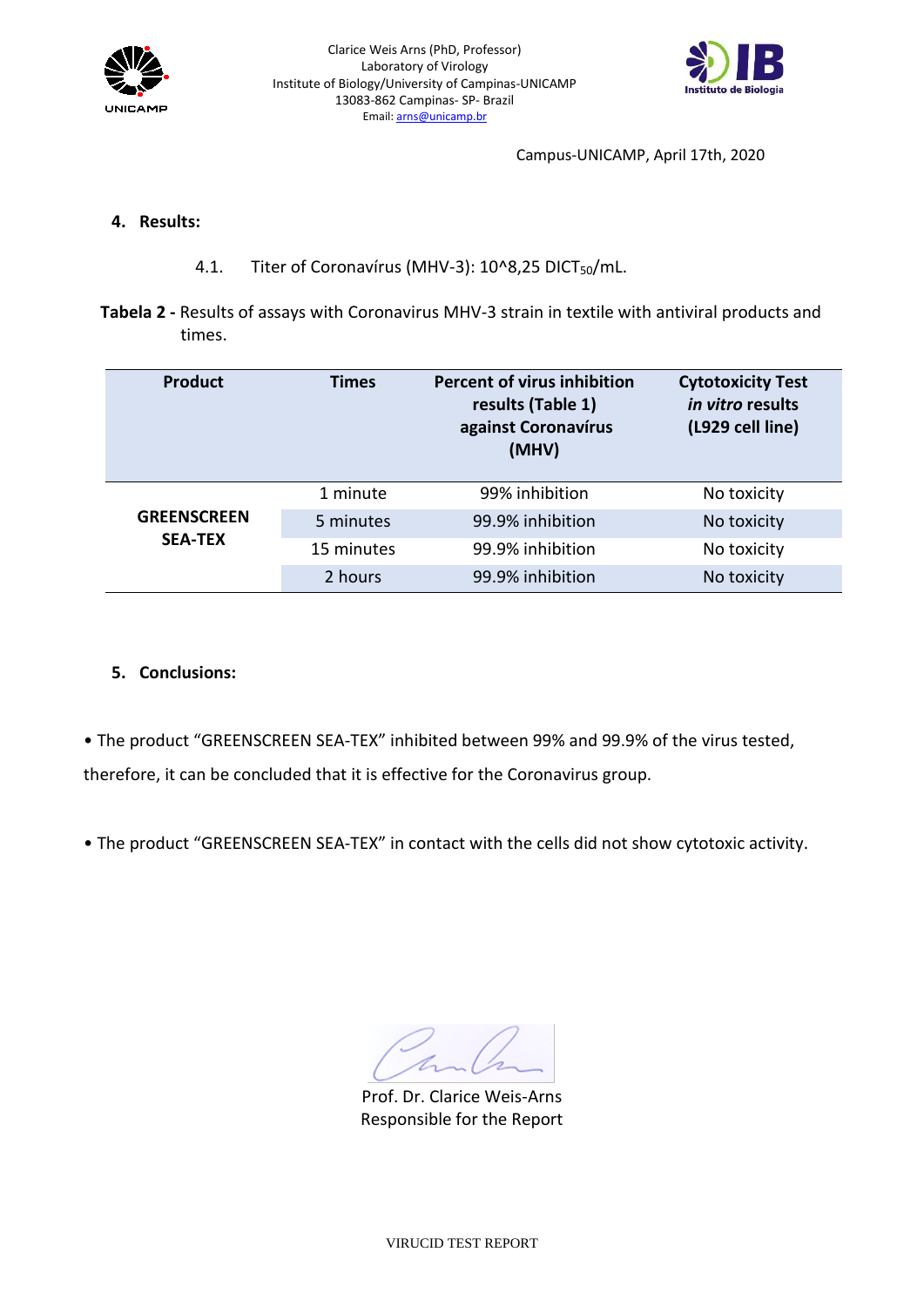Clarice Weis Arns (PhD, Professor)
Laboratory of Virology
Institute of Biology/University of Campinas-UNICAMP
13083-862 Campinas- SP- Brazil
Email: arns@unicamp.br

Campus-UNICAMP, April 17th, 2020

## 4. Results:

4.1. Titer of Coronavírus (MHV-3): 10^8,25 $DICT_{50}$/mL.

**Tabela 2 -** Results of assays with Coronavirus MHV-3 strain in textile with antiviral products and times.

| Product | Times | Percent of virus inhibition results (Table 1) against Coronavírus (MHV) | Cytotoxicity Test *in vitro* results (L929 cell line) |
|---|---|---|---|
| **GREENSCREEN SEA-TEX** | 1 minute | 99% inhibition | No toxicity |
| | 5 minutes | 99.9% inhibition | No toxicity |
| | 15 minutes | 99.9% inhibition | No toxicity |
| | 2 hours | 99.9% inhibition | No toxicity |

## 5. Conclusions:

• The product “GREENSCREEN SEA-TEX” inhibited between 99% and 99.9% of the virus tested, therefore, it can be concluded that it is effective for the Coronavirus group.

• The product “GREENSCREEN SEA-TEX” in contact with the cells did not show cytotoxic activity.

Prof. Dr. Clarice Weis-Arns
Responsible for the Report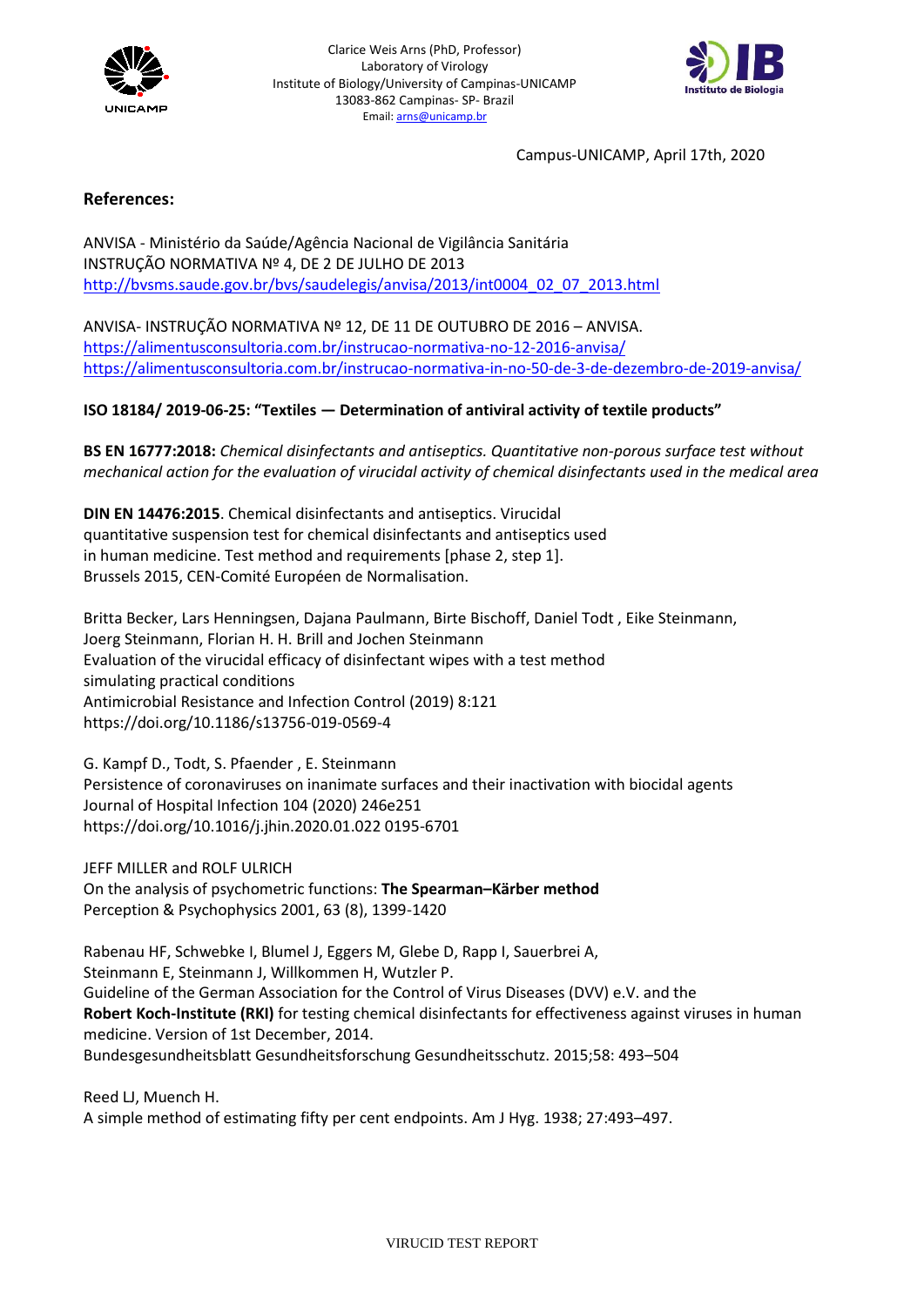Clarice Weis Arns (PhD, Professor)
Laboratory of Virology
Institute of Biology/University of Campinas-UNICAMP
13083-862 Campinas- SP- Brazil
Email: arns@unicamp.br

Campus-UNICAMP, April 17th, 2020

**References:**

ANVISA - Ministério da Saúde/Agência Nacional de Vigilância Sanitária
INSTRUÇÃO NORMATIVA Nº 4, DE 2 DE JULHO DE 2013
http://bvsms.saude.gov.br/bvs/saudelegis/anvisa/2013/int0004_02_07_2013.html

ANVISA- INSTRUÇÃO NORMATIVA Nº 12, DE 11 DE OUTUBRO DE 2016 – ANVISA.
https://alimentusconsultoria.com.br/instrucao-normativa-no-12-2016-anvisa/
https://alimentusconsultoria.com.br/instrucao-normativa-in-no-50-de-3-de-dezembro-de-2019-anvisa/

**ISO 18184/ 2019-06-25: "Textiles — Determination of antiviral activity of textile products"**

**BS EN 16777:2018:** *Chemical disinfectants and antiseptics. Quantitative non-porous surface test without mechanical action for the evaluation of virucidal activity of chemical disinfectants used in the medical area*

**DIN EN 14476:2015**. Chemical disinfectants and antiseptics. Virucidal quantitative suspension test for chemical disinfectants and antiseptics used in human medicine. Test method and requirements [phase 2, step 1]. Brussels 2015, CEN-Comité Européen de Normalisation.

Britta Becker, Lars Henningsen, Dajana Paulmann, Birte Bischoff, Daniel Todt , Eike Steinmann, Joerg Steinmann, Florian H. H. Brill and Jochen Steinmann
Evaluation of the virucidal efficacy of disinfectant wipes with a test method simulating practical conditions
Antimicrobial Resistance and Infection Control (2019) 8:121
https://doi.org/10.1186/s13756-019-0569-4

G. Kampf D., Todt, S. Pfaender , E. Steinmann
Persistence of coronaviruses on inanimate surfaces and their inactivation with biocidal agents
Journal of Hospital Infection 104 (2020) 246e251
https://doi.org/10.1016/j.jhin.2020.01.022 0195-6701

JEFF MILLER and ROLF ULRICH
On the analysis of psychometric functions: **The Spearman–Kärber method**
Perception & Psychophysics 2001, 63 (8), 1399-1420

Rabenau HF, Schwebke I, Blumel J, Eggers M, Glebe D, Rapp I, Sauerbrei A, Steinmann E, Steinmann J, Willkommen H, Wutzler P.
Guideline of the German Association for the Control of Virus Diseases (DVV) e.V. and the **Robert Koch-Institute (RKI)** for testing chemical disinfectants for effectiveness against viruses in human medicine. Version of 1st December, 2014.
Bundesgesundheitsblatt Gesundheitsforschung Gesundheitsschutz. 2015;58: 493–504

Reed LJ, Muench H.
A simple method of estimating fifty per cent endpoints. Am J Hyg. 1938; 27:493–497.